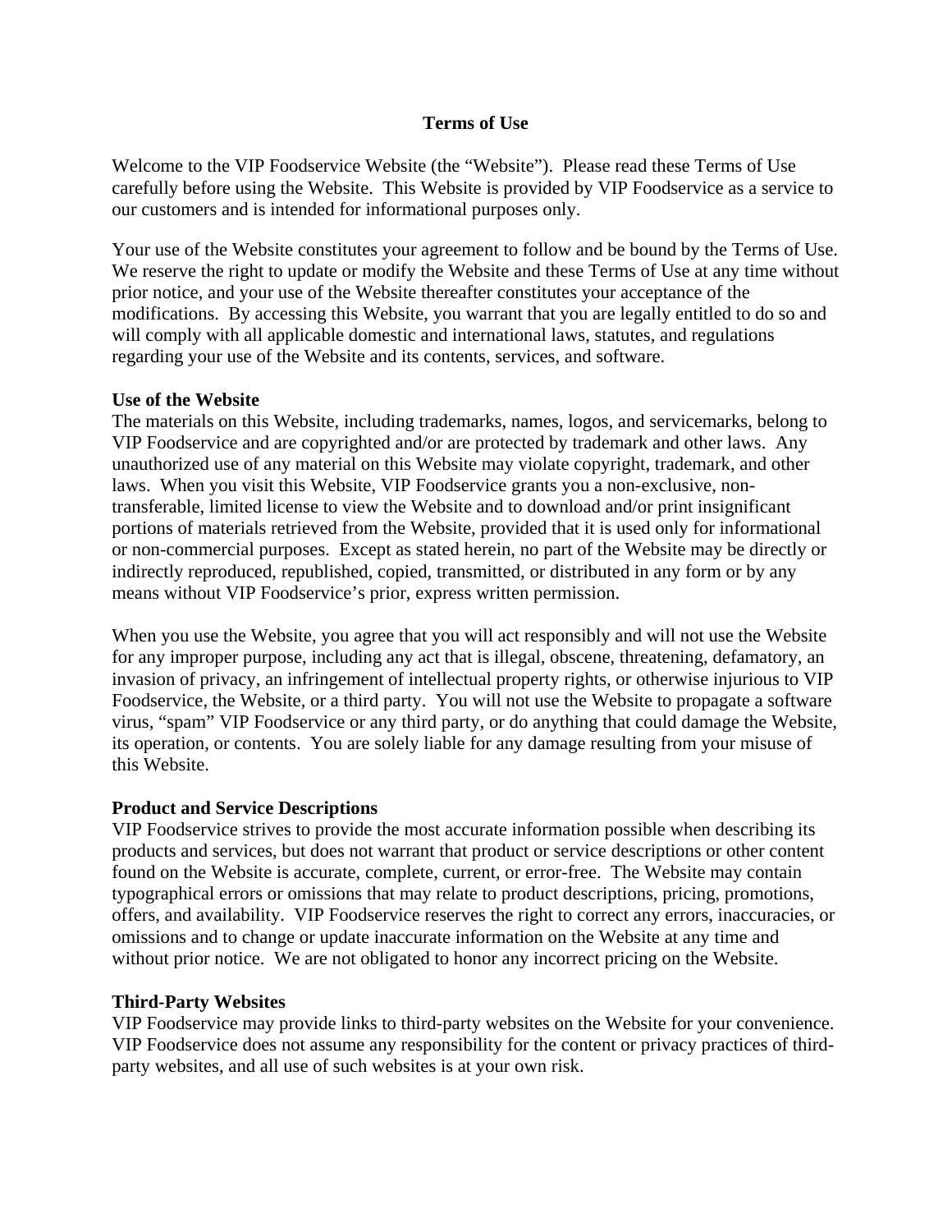# Terms of Use

Welcome to the VIP Foodservice Website (the "Website"). Please read these Terms of Use carefully before using the Website. This Website is provided by VIP Foodservice as a service to our customers and is intended for informational purposes only.

Your use of the Website constitutes your agreement to follow and be bound by the Terms of Use. We reserve the right to update or modify the Website and these Terms of Use at any time without prior notice, and your use of the Website thereafter constitutes your acceptance of the modifications. By accessing this Website, you warrant that you are legally entitled to do so and will comply with all applicable domestic and international laws, statutes, and regulations regarding your use of the Website and its contents, services, and software.

**Use of the Website**

The materials on this Website, including trademarks, names, logos, and servicemarks, belong to VIP Foodservice and are copyrighted and/or are protected by trademark and other laws. Any unauthorized use of any material on this Website may violate copyright, trademark, and other laws. When you visit this Website, VIP Foodservice grants you a non-exclusive, non-transferable, limited license to view the Website and to download and/or print insignificant portions of materials retrieved from the Website, provided that it is used only for informational or non-commercial purposes. Except as stated herein, no part of the Website may be directly or indirectly reproduced, republished, copied, transmitted, or distributed in any form or by any means without VIP Foodservice's prior, express written permission.

When you use the Website, you agree that you will act responsibly and will not use the Website for any improper purpose, including any act that is illegal, obscene, threatening, defamatory, an invasion of privacy, an infringement of intellectual property rights, or otherwise injurious to VIP Foodservice, the Website, or a third party. You will not use the Website to propagate a software virus, "spam" VIP Foodservice or any third party, or do anything that could damage the Website, its operation, or contents. You are solely liable for any damage resulting from your misuse of this Website.

**Product and Service Descriptions**

VIP Foodservice strives to provide the most accurate information possible when describing its products and services, but does not warrant that product or service descriptions or other content found on the Website is accurate, complete, current, or error-free. The Website may contain typographical errors or omissions that may relate to product descriptions, pricing, promotions, offers, and availability. VIP Foodservice reserves the right to correct any errors, inaccuracies, or omissions and to change or update inaccurate information on the Website at any time and without prior notice. We are not obligated to honor any incorrect pricing on the Website.

**Third-Party Websites**

VIP Foodservice may provide links to third-party websites on the Website for your convenience. VIP Foodservice does not assume any responsibility for the content or privacy practices of third-party websites, and all use of such websites is at your own risk.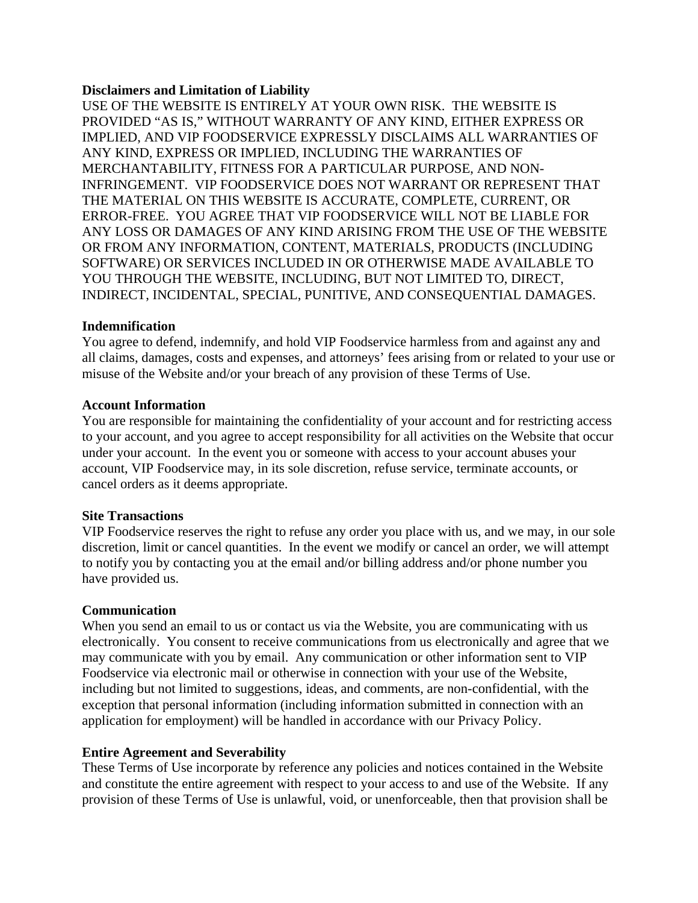**Disclaimers and Limitation of Liability**

USE OF THE WEBSITE IS ENTIRELY AT YOUR OWN RISK. THE WEBSITE IS PROVIDED "AS IS," WITHOUT WARRANTY OF ANY KIND, EITHER EXPRESS OR IMPLIED, AND VIP FOODSERVICE EXPRESSLY DISCLAIMS ALL WARRANTIES OF ANY KIND, EXPRESS OR IMPLIED, INCLUDING THE WARRANTIES OF MERCHANTABILITY, FITNESS FOR A PARTICULAR PURPOSE, AND NON-INFRINGEMENT. VIP FOODSERVICE DOES NOT WARRANT OR REPRESENT THAT THE MATERIAL ON THIS WEBSITE IS ACCURATE, COMPLETE, CURRENT, OR ERROR-FREE. YOU AGREE THAT VIP FOODSERVICE WILL NOT BE LIABLE FOR ANY LOSS OR DAMAGES OF ANY KIND ARISING FROM THE USE OF THE WEBSITE OR FROM ANY INFORMATION, CONTENT, MATERIALS, PRODUCTS (INCLUDING SOFTWARE) OR SERVICES INCLUDED IN OR OTHERWISE MADE AVAILABLE TO YOU THROUGH THE WEBSITE, INCLUDING, BUT NOT LIMITED TO, DIRECT, INDIRECT, INCIDENTAL, SPECIAL, PUNITIVE, AND CONSEQUENTIAL DAMAGES.

**Indemnification**

You agree to defend, indemnify, and hold VIP Foodservice harmless from and against any and all claims, damages, costs and expenses, and attorneys' fees arising from or related to your use or misuse of the Website and/or your breach of any provision of these Terms of Use.

**Account Information**

You are responsible for maintaining the confidentiality of your account and for restricting access to your account, and you agree to accept responsibility for all activities on the Website that occur under your account. In the event you or someone with access to your account abuses your account, VIP Foodservice may, in its sole discretion, refuse service, terminate accounts, or cancel orders as it deems appropriate.

**Site Transactions**

VIP Foodservice reserves the right to refuse any order you place with us, and we may, in our sole discretion, limit or cancel quantities. In the event we modify or cancel an order, we will attempt to notify you by contacting you at the email and/or billing address and/or phone number you have provided us.

**Communication**

When you send an email to us or contact us via the Website, you are communicating with us electronically. You consent to receive communications from us electronically and agree that we may communicate with you by email. Any communication or other information sent to VIP Foodservice via electronic mail or otherwise in connection with your use of the Website, including but not limited to suggestions, ideas, and comments, are non-confidential, with the exception that personal information (including information submitted in connection with an application for employment) will be handled in accordance with our Privacy Policy.

**Entire Agreement and Severability**

These Terms of Use incorporate by reference any policies and notices contained in the Website and constitute the entire agreement with respect to your access to and use of the Website. If any provision of these Terms of Use is unlawful, void, or unenforceable, then that provision shall be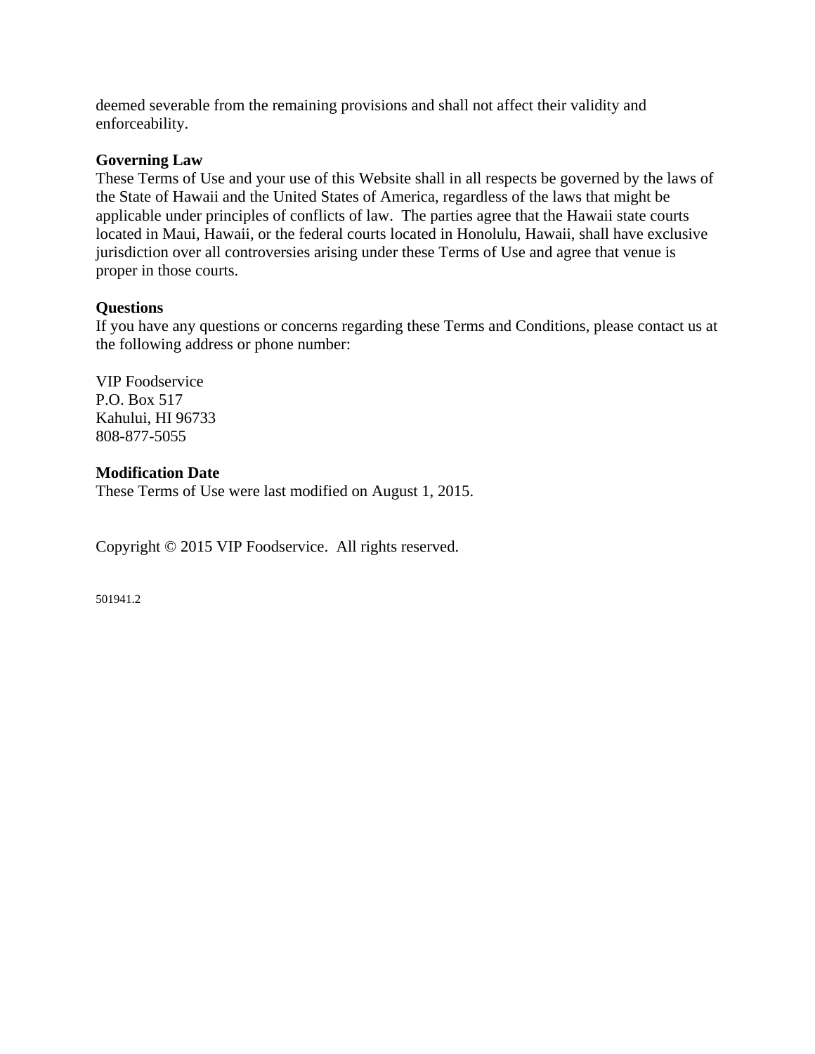deemed severable from the remaining provisions and shall not affect their validity and enforceability.

**Governing Law**

These Terms of Use and your use of this Website shall in all respects be governed by the laws of the State of Hawaii and the United States of America, regardless of the laws that might be applicable under principles of conflicts of law. The parties agree that the Hawaii state courts located in Maui, Hawaii, or the federal courts located in Honolulu, Hawaii, shall have exclusive jurisdiction over all controversies arising under these Terms of Use and agree that venue is proper in those courts.

**Questions**

If you have any questions or concerns regarding these Terms and Conditions, please contact us at the following address or phone number:

VIP Foodservice
P.O. Box 517
Kahului, HI 96733
808-877-5055

**Modification Date**

These Terms of Use were last modified on August 1, 2015.

Copyright © 2015 VIP Foodservice. All rights reserved.

501941.2